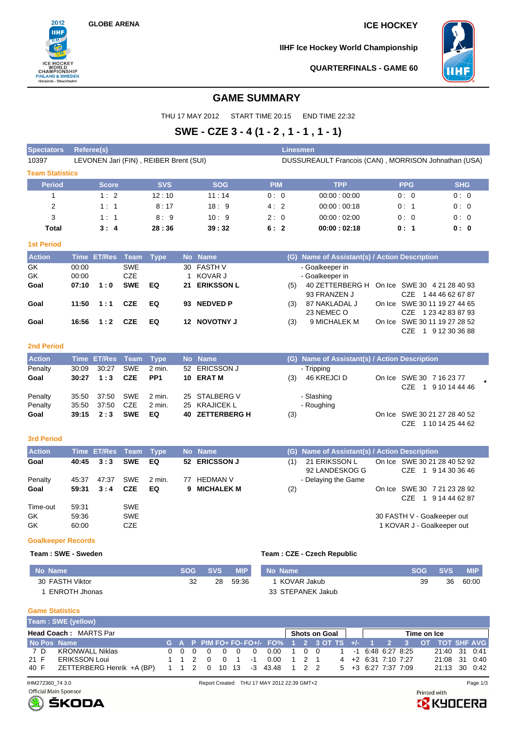GLOBE ARENA

ICE HOCKEY

IIHF Ice Hockey World Championship

QUARTERFINALS - GAME 60

# GAME SUMMARY

THU 17 MAY 2012 START TIME 20:15 END TIME 22:32

## SWE - CZE 3 - 4 (1 - 2 , 1 - 1 , 1 - 1)

| Spectators | Referee(s) | Linesmen |
|---|---|---|
| 10397 | LEVONEN Jari (FIN) , REIBER Brent (SUI) | DUSSUREAULT Francois (CAN) , MORRISON Johnathan (USA) |

### Team Statistics

| Period | Score | SVS | SOG | PIM | TPP | PPG | SHG |
|---|---|---|---|---|---|---|---|
| 1 | 1 : 2 | 12 : 10 | 11 : 14 | 0 : 0 | 00:00 : 00:00 | 0 : 0 | 0 : 0 |
| 2 | 1 : 1 | 8 : 17 | 18 : 9 | 4 : 2 | 00:00 : 00:18 | 0 : 1 | 0 : 0 |
| 3 | 1 : 1 | 8 : 9 | 10 : 9 | 2 : 0 | 00:00 : 02:00 | 0 : 0 | 0 : 0 |
| **Total** | **3 : 4** | **28 : 36** | **39 : 32** | **6 : 2** | **00:00 : 02:18** | **0 : 1** | **0 : 0** |

### 1st Period

| Action | Time | ET/Res | Team | Type | No | Name | (G) | Name of Assistant(s) / Action Description | On Ice |
|---|---|---|---|---|---|---|---|---|---|
| GK | 00:00 | | SWE | | 30 | FASTH V | | - Goalkeeper in | |
| GK | 00:00 | | CZE | | 1 | KOVAR J | | - Goalkeeper in | |
| **Goal** | **07:10** | **1 : 0** | **SWE** | **EQ** | **21** | **ERIKSSON L** | (5) | 40 ZETTERBERG H, 93 FRANZEN J | SWE 30 4 21 28 40 93; CZE 1 44 46 62 67 87 |
| **Goal** | **11:50** | **1 : 1** | **CZE** | **EQ** | **93** | **NEDVED P** | (3) | 87 NAKLADAL J, 23 NEMEC O | SWE 30 11 19 27 44 65; CZE 1 23 42 83 87 93 |
| **Goal** | **16:56** | **1 : 2** | **CZE** | **EQ** | **12** | **NOVOTNY J** | (3) | 9 MICHALEK M | SWE 30 11 19 27 28 52; CZE 1 9 12 30 36 88 |

### 2nd Period

| Action | Time | ET/Res | Team | Type | No | Name | (G) | Name of Assistant(s) / Action Description | On Ice |
|---|---|---|---|---|---|---|---|---|---|
| Penalty | 30:09 | 30:27 | SWE | 2 min. | 52 | ERICSSON J | | - Tripping | |
| **Goal** | **30:27** | **1 : 3** | **CZE** | **PP1** | **10** | **ERAT M** | (3) | 46 KREJCI D | SWE 30 7 16 23 77; CZE 1 9 10 14 44 46 * |
| Penalty | 35:50 | 37:50 | SWE | 2 min. | 25 | STALBERG V | | - Slashing | |
| Penalty | 35:50 | 37:50 | CZE | 2 min. | 25 | KRAJICEK L | | - Roughing | |
| **Goal** | **39:15** | **2 : 3** | **SWE** | **EQ** | **40** | **ZETTERBERG H** | (3) | | SWE 30 21 27 28 40 52; CZE 1 10 14 25 44 62 |

### 3rd Period

| Action | Time | ET/Res | Team | Type | No | Name | (G) | Name of Assistant(s) / Action Description | On Ice |
|---|---|---|---|---|---|---|---|---|---|
| **Goal** | **40:45** | **3 : 3** | **SWE** | **EQ** | **52** | **ERICSSON J** | (1) | 21 ERIKSSON L, 92 LANDESKOG G | SWE 30 21 28 40 52 92; CZE 1 9 14 30 36 46 |
| Penalty | 45:37 | 47:37 | SWE | 2 min. | 77 | HEDMAN V | | - Delaying the Game | |
| **Goal** | **59:31** | **3 : 4** | **CZE** | **EQ** | **9** | **MICHALEK M** | (2) | | SWE 30 7 21 23 28 92; CZE 1 9 14 44 62 87 |
| Time-out | 59:31 | | SWE | | | | | | |
| GK | 59:36 | | SWE | | | | | 30 FASTH V - Goalkeeper out | |
| GK | 60:00 | | CZE | | | | | 1 KOVAR J - Goalkeeper out | |

### Goalkeeper Records

**Team : SWE - Sweden**

| No | Name | SOG | SVS | MIP |
|---|---|---|---|---|
| 30 | FASTH Viktor | 32 | 28 | 59:36 |
| 1 | ENROTH Jhonas | | | |

**Team : CZE - Czech Republic**

| No | Name | SOG | SVS | MIP |
|---|---|---|---|---|
| 1 | KOVAR Jakub | 39 | 36 | 60:00 |
| 33 | STEPANEK Jakub | | | |

### Game Statistics

**Team : SWE (yellow)**

**Head Coach :** MARTS Par

| No | Pos | Name | G | A | P | PIM | FO+ | FO- | FO+/- | FO% | SOG 1 | SOG 2 | SOG 3 | SOG OT | SOG TS | +/- | TOI 1 | TOI 2 | TOI 3 | TOI OT | TOT | SHF | AVG |
|---|---|---|---|---|---|---|---|---|---|---|---|---|---|---|---|---|---|---|---|---|---|---|---|
| 7 | D | KRONWALL Niklas | 0 | 0 | 0 | 0 | 0 | 0 | 0 | 0.00 | 1 | 0 | 0 | | 1 | -1 | 6:48 | 6:27 | 8:25 | | 21:40 | 31 | 0:41 |
| 21 | F | ERIKSSON Loui | 1 | 1 | 2 | 0 | 0 | 1 | -1 | 0.00 | 1 | 2 | 1 | | 4 | +2 | 6:31 | 7:10 | 7:27 | | 21:08 | 31 | 0:40 |
| 40 | F | ZETTERBERG Henrik +A (BP) | 1 | 1 | 2 | 0 | 10 | 13 | -3 | 43.48 | 1 | 2 | 2 | | 5 | +3 | 6:27 | 7:37 | 7:09 | | 21:13 | 30 | 0:42 |

IHM272360_74 3.0 Report Created THU 17 MAY 2012 22:39 GMT+2

Official Main Sponsor ŠKODA Printed with KYOCERA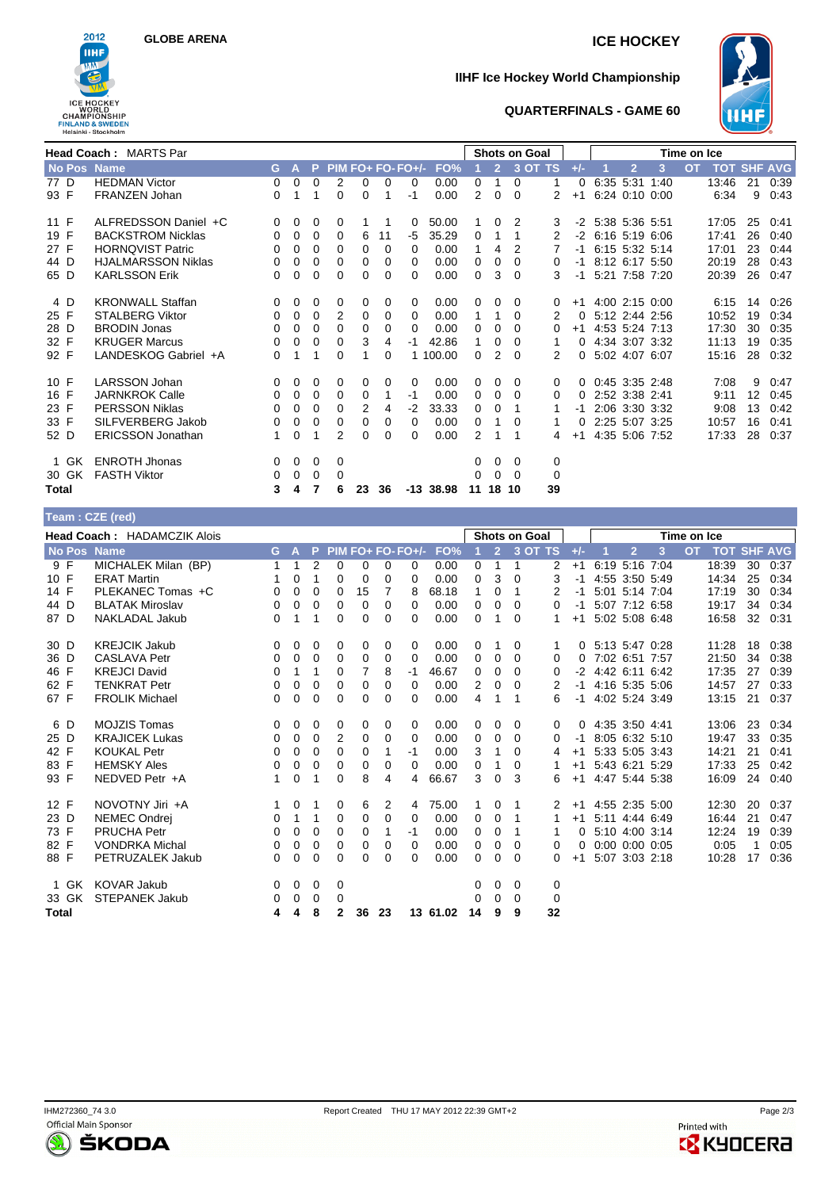GLOBE ARENA

ICE HOCKEY

IIHF Ice Hockey World Championship

QUARTERFINALS - GAME 60

**Head Coach :** MARTS Par

| No | Pos | Name | G | A | P | PIM | FO+ | FO- | FO+/- | FO% | SOG 1 | SOG 2 | SOG 3 | SOG OT | SOG TS | +/- | TOI 1 | TOI 2 | TOI 3 | TOI OT | TOT | SHF | AVG |
|---|---|---|---|---|---|---|---|---|---|---|---|---|---|---|---|---|---|---|---|---|---|---|---|
| 77 | D | HEDMAN Victor | 0 | 0 | 0 | 2 | 0 | 0 | 0 | 0.00 | 0 | 1 | 0 | | 1 | 0 | 6:35 | 5:31 | 1:40 | | 13:46 | 21 | 0:39 |
| 93 | F | FRANZEN Johan | 0 | 1 | 1 | 0 | 0 | 1 | -1 | 0.00 | 2 | 0 | 0 | | 2 | +1 | 6:24 | 0:10 | 0:00 | | 6:34 | 9 | 0:43 |
| 11 | F | ALFREDSSON Daniel +C | 0 | 0 | 0 | 0 | 1 | 1 | 0 | 50.00 | 1 | 0 | 2 | | 3 | -2 | 5:38 | 5:36 | 5:51 | | 17:05 | 25 | 0:41 |
| 19 | F | BACKSTROM Nicklas | 0 | 0 | 0 | 0 | 6 | 11 | -5 | 35.29 | 0 | 1 | 1 | | 2 | -2 | 6:16 | 5:19 | 6:06 | | 17:41 | 26 | 0:40 |
| 27 | F | HORNQVIST Patric | 0 | 0 | 0 | 0 | 0 | 0 | 0 | 0.00 | 1 | 4 | 2 | | 7 | -1 | 6:15 | 5:32 | 5:14 | | 17:01 | 23 | 0:44 |
| 44 | D | HJALMARSSON Niklas | 0 | 0 | 0 | 0 | 0 | 0 | 0 | 0.00 | 0 | 0 | 0 | | 0 | -1 | 8:12 | 6:17 | 5:50 | | 20:19 | 28 | 0:43 |
| 65 | D | KARLSSON Erik | 0 | 0 | 0 | 0 | 0 | 0 | 0 | 0.00 | 0 | 3 | 0 | | 3 | -1 | 5:21 | 7:58 | 7:20 | | 20:39 | 26 | 0:47 |
| 4 | D | KRONWALL Staffan | 0 | 0 | 0 | 0 | 0 | 0 | 0 | 0.00 | 0 | 0 | 0 | | 0 | +1 | 4:00 | 2:15 | 0:00 | | 6:15 | 14 | 0:26 |
| 25 | F | STALBERG Viktor | 0 | 0 | 0 | 2 | 0 | 0 | 0 | 0.00 | 1 | 1 | 0 | | 2 | 0 | 5:12 | 2:44 | 2:56 | | 10:52 | 19 | 0:34 |
| 28 | D | BRODIN Jonas | 0 | 0 | 0 | 0 | 0 | 0 | 0 | 0.00 | 0 | 0 | 0 | | 0 | +1 | 4:53 | 5:24 | 7:13 | | 17:30 | 30 | 0:35 |
| 32 | F | KRUGER Marcus | 0 | 0 | 0 | 0 | 3 | 4 | -1 | 42.86 | 1 | 0 | 0 | | 1 | 0 | 4:34 | 3:07 | 3:32 | | 11:13 | 19 | 0:35 |
| 92 | F | LANDESKOG Gabriel +A | 0 | 1 | 1 | 0 | 1 | 0 | 1 | 100.00 | 0 | 2 | 0 | | 2 | 0 | 5:02 | 4:07 | 6:07 | | 15:16 | 28 | 0:32 |
| 10 | F | LARSSON Johan | 0 | 0 | 0 | 0 | 0 | 0 | 0 | 0.00 | 0 | 0 | 0 | | 0 | 0 | 0:45 | 3:35 | 2:48 | | 7:08 | 9 | 0:47 |
| 16 | F | JARNKROK Calle | 0 | 0 | 0 | 0 | 0 | 1 | -1 | 0.00 | 0 | 0 | 0 | | 0 | 0 | 2:52 | 3:38 | 2:41 | | 9:11 | 12 | 0:45 |
| 23 | F | PERSSON Niklas | 0 | 0 | 0 | 0 | 2 | 4 | -2 | 33.33 | 0 | 0 | 1 | | 1 | -1 | 2:06 | 3:30 | 3:32 | | 9:08 | 13 | 0:42 |
| 33 | F | SILFVERBERG Jakob | 0 | 0 | 0 | 0 | 0 | 0 | 0 | 0.00 | 0 | 1 | 0 | | 1 | 0 | 2:25 | 5:07 | 3:25 | | 10:57 | 16 | 0:41 |
| 52 | D | ERICSSON Jonathan | 1 | 0 | 1 | 2 | 0 | 0 | 0 | 0.00 | 2 | 1 | 1 | | 4 | +1 | 4:35 | 5:06 | 7:52 | | 17:33 | 28 | 0:37 |
| 1 | GK | ENROTH Jhonas | 0 | 0 | 0 | 0 | | | | | 0 | 0 | 0 | | 0 | | | | | | | | |
| 30 | GK | FASTH Viktor | 0 | 0 | 0 | 0 | | | | | 0 | 0 | 0 | | 0 | | | | | | | | |
| **Total** | | | 3 | 4 | 7 | 6 | 23 | 36 | -13 | 38.98 | 11 | 18 | 10 | | 39 | | | | | | | | |

**Team : CZE (red)**

**Head Coach :** HADAMCZIK Alois

| No | Pos | Name | G | A | P | PIM | FO+ | FO- | FO+/- | FO% | SOG 1 | SOG 2 | SOG 3 | SOG OT | SOG TS | +/- | TOI 1 | TOI 2 | TOI 3 | TOI OT | TOT | SHF | AVG |
|---|---|---|---|---|---|---|---|---|---|---|---|---|---|---|---|---|---|---|---|---|---|---|---|
| 9 | F | MICHALEK Milan (BP) | 1 | 1 | 2 | 0 | 0 | 0 | 0 | 0.00 | 0 | 1 | 1 | | 2 | +1 | 6:19 | 5:16 | 7:04 | | 18:39 | 30 | 0:37 |
| 10 | F | ERAT Martin | 1 | 0 | 1 | 0 | 0 | 0 | 0 | 0.00 | 0 | 3 | 0 | | 3 | -1 | 4:55 | 3:50 | 5:49 | | 14:34 | 25 | 0:34 |
| 14 | F | PLEKANEC Tomas +C | 0 | 0 | 0 | 0 | 15 | 7 | 8 | 68.18 | 1 | 0 | 1 | | 2 | -1 | 5:01 | 5:14 | 7:04 | | 17:19 | 30 | 0:34 |
| 44 | D | BLATAK Miroslav | 0 | 0 | 0 | 0 | 0 | 0 | 0 | 0.00 | 0 | 0 | 0 | | 0 | -1 | 5:07 | 7:12 | 6:58 | | 19:17 | 34 | 0:34 |
| 87 | D | NAKLADAL Jakub | 0 | 1 | 1 | 0 | 0 | 0 | 0 | 0.00 | 0 | 1 | 0 | | 1 | +1 | 5:02 | 5:08 | 6:48 | | 16:58 | 32 | 0:31 |
| 30 | D | KREJCIK Jakub | 0 | 0 | 0 | 0 | 0 | 0 | 0 | 0.00 | 0 | 1 | 0 | | 1 | 0 | 5:13 | 5:47 | 0:28 | | 11:28 | 18 | 0:38 |
| 36 | D | CASLAVA Petr | 0 | 0 | 0 | 0 | 0 | 0 | 0 | 0.00 | 0 | 0 | 0 | | 0 | 0 | 7:02 | 6:51 | 7:57 | | 21:50 | 34 | 0:38 |
| 46 | F | KREJCI David | 0 | 1 | 1 | 0 | 7 | 8 | -1 | 46.67 | 0 | 0 | 0 | | 0 | -2 | 4:42 | 6:11 | 6:42 | | 17:35 | 27 | 0:39 |
| 62 | F | TENKRAT Petr | 0 | 0 | 0 | 0 | 0 | 0 | 0 | 0.00 | 2 | 0 | 0 | | 2 | -1 | 4:16 | 5:35 | 5:06 | | 14:57 | 27 | 0:33 |
| 67 | F | FROLIK Michael | 0 | 0 | 0 | 0 | 0 | 0 | 0 | 0.00 | 4 | 1 | 1 | | 6 | -1 | 4:02 | 5:24 | 3:49 | | 13:15 | 21 | 0:37 |
| 6 | D | MOJZIS Tomas | 0 | 0 | 0 | 0 | 0 | 0 | 0 | 0.00 | 0 | 0 | 0 | | 0 | 0 | 4:35 | 3:50 | 4:41 | | 13:06 | 23 | 0:34 |
| 25 | D | KRAJICEK Lukas | 0 | 0 | 0 | 2 | 0 | 0 | 0 | 0.00 | 0 | 0 | 0 | | 0 | -1 | 8:05 | 6:32 | 5:10 | | 19:47 | 33 | 0:35 |
| 42 | F | KOUKAL Petr | 0 | 0 | 0 | 0 | 0 | 1 | -1 | 0.00 | 3 | 1 | 0 | | 4 | +1 | 5:33 | 5:05 | 3:43 | | 14:21 | 21 | 0:41 |
| 83 | F | HEMSKY Ales | 0 | 0 | 0 | 0 | 0 | 0 | 0 | 0.00 | 0 | 1 | 0 | | 1 | +1 | 5:43 | 6:21 | 5:29 | | 17:33 | 25 | 0:42 |
| 93 | F | NEDVED Petr +A | 1 | 0 | 1 | 0 | 8 | 4 | 4 | 66.67 | 3 | 0 | 3 | | 6 | +1 | 4:47 | 5:44 | 5:38 | | 16:09 | 24 | 0:40 |
| 12 | F | NOVOTNY Jiri +A | 1 | 0 | 1 | 0 | 6 | 2 | 4 | 75.00 | 1 | 0 | 1 | | 2 | +1 | 4:55 | 2:35 | 5:00 | | 12:30 | 20 | 0:37 |
| 23 | D | NEMEC Ondrej | 0 | 1 | 1 | 0 | 0 | 0 | 0 | 0.00 | 0 | 0 | 1 | | 1 | +1 | 5:11 | 4:44 | 6:49 | | 16:44 | 21 | 0:47 |
| 73 | F | PRUCHA Petr | 0 | 0 | 0 | 0 | 0 | 1 | -1 | 0.00 | 0 | 0 | 1 | | 1 | 0 | 5:10 | 4:00 | 3:14 | | 12:24 | 19 | 0:39 |
| 82 | F | VONDRKA Michal | 0 | 0 | 0 | 0 | 0 | 0 | 0 | 0.00 | 0 | 0 | 0 | | 0 | 0 | 0:00 | 0:00 | 0:05 | | 0:05 | 1 | 0:05 |
| 88 | F | PETRUZALEK Jakub | 0 | 0 | 0 | 0 | 0 | 0 | 0 | 0.00 | 0 | 0 | 0 | | 0 | +1 | 5:07 | 3:03 | 2:18 | | 10:28 | 17 | 0:36 |
| 1 | GK | KOVAR Jakub | 0 | 0 | 0 | 0 | | | | | 0 | 0 | 0 | | 0 | | | | | | | | |
| 33 | GK | STEPANEK Jakub | 0 | 0 | 0 | 0 | | | | | 0 | 0 | 0 | | 0 | | | | | | | | |
| **Total** | | | 4 | 4 | 8 | 2 | 36 | 23 | 13 | 61.02 | 14 | 9 | 9 | | 32 | | | | | | | | |

IHM272360_74 3.0 — Report Created THU 17 MAY 2012 22:39 GMT+2

Official Main Sponsor ŠKODA — Printed with KYOCERA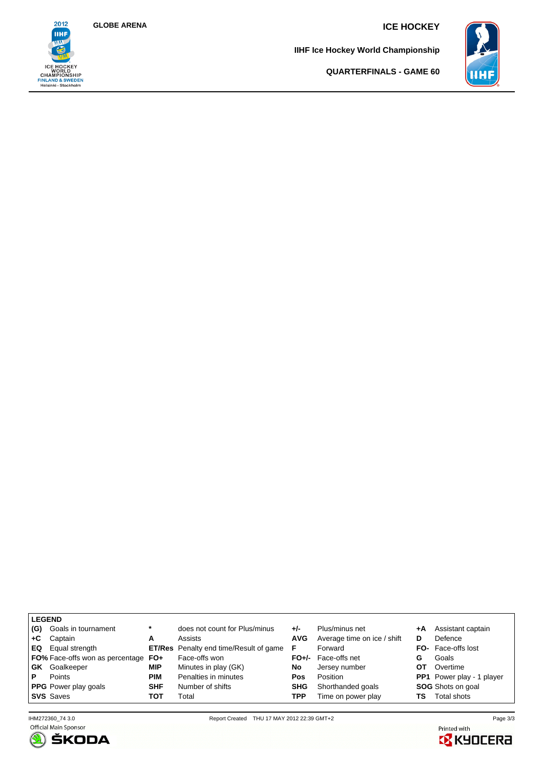| LEGEND | | | | | | | |
|---|---|---|---|---|---|---|---|
| **(G)** | Goals in tournament | **\*** | does not count for Plus/minus | **+/-** | Plus/minus net | **+A** | Assistant captain |
| **+C** | Captain | **A** | Assists | **AVG** | Average time on ice / shift | **D** | Defence |
| **EQ** | Equal strength | **ET/Res** | Penalty end time/Result of game | **F** | Forward | **FO-** | Face-offs lost |
| **FO%** | Face-offs won as percentage | **FO+** | Face-offs won | **FO+/-** | Face-offs net | **G** | Goals |
| **GK** | Goalkeeper | **MIP** | Minutes in play (GK) | **No** | Jersey number | **OT** | Overtime |
| **P** | Points | **PIM** | Penalties in minutes | **Pos** | Position | **PP1** | Power play - 1 player |
| **PPG** | Power play goals | **SHF** | Number of shifts | **SHG** | Shorthanded goals | **SOG** | Shots on goal |
| **SVS** | Saves | **TOT** | Total | **TPP** | Time on power play | **TS** | Total shots |

IHM272360_74 3.0 Report Created THU 17 MAY 2012 22:39 GMT+2